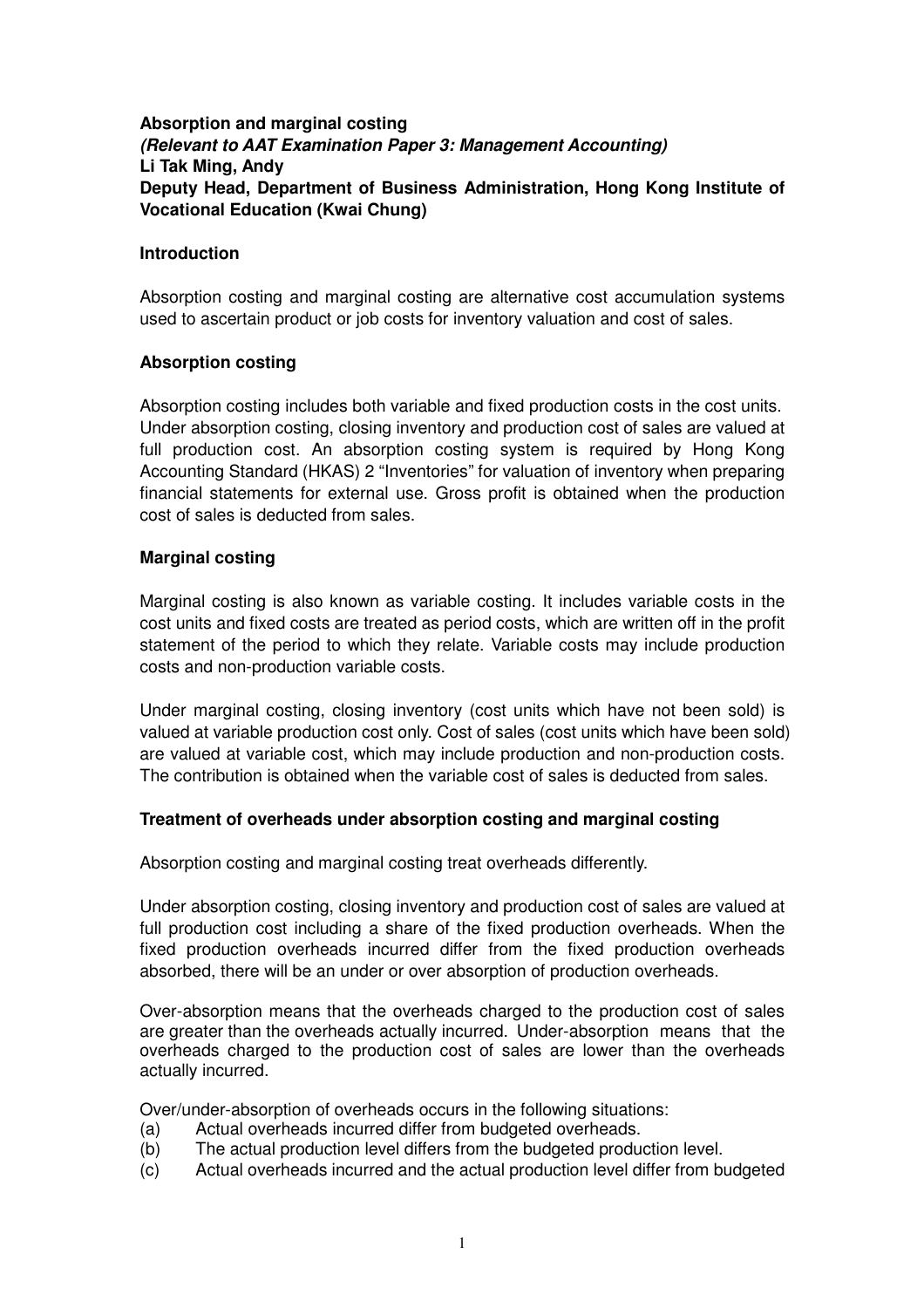**Absorption and marginal costing**
***(Relevant to AAT Examination Paper 3: Management Accounting)***
**Li Tak Ming, Andy**
**Deputy Head, Department of Business Administration, Hong Kong Institute of Vocational Education (Kwai Chung)**

## Introduction

Absorption costing and marginal costing are alternative cost accumulation systems used to ascertain product or job costs for inventory valuation and cost of sales.

## Absorption costing

Absorption costing includes both variable and fixed production costs in the cost units. Under absorption costing, closing inventory and production cost of sales are valued at full production cost. An absorption costing system is required by Hong Kong Accounting Standard (HKAS) 2 "Inventories" for valuation of inventory when preparing financial statements for external use. Gross profit is obtained when the production cost of sales is deducted from sales.

## Marginal costing

Marginal costing is also known as variable costing. It includes variable costs in the cost units and fixed costs are treated as period costs, which are written off in the profit statement of the period to which they relate. Variable costs may include production costs and non-production variable costs.

Under marginal costing, closing inventory (cost units which have not been sold) is valued at variable production cost only. Cost of sales (cost units which have been sold) are valued at variable cost, which may include production and non-production costs. The contribution is obtained when the variable cost of sales is deducted from sales.

## Treatment of overheads under absorption costing and marginal costing

Absorption costing and marginal costing treat overheads differently.

Under absorption costing, closing inventory and production cost of sales are valued at full production cost including a share of the fixed production overheads. When the fixed production overheads incurred differ from the fixed production overheads absorbed, there will be an under or over absorption of production overheads.

Over-absorption means that the overheads charged to the production cost of sales are greater than the overheads actually incurred. Under-absorption means that the overheads charged to the production cost of sales are lower than the overheads actually incurred.

Over/under-absorption of overheads occurs in the following situations:

(a) Actual overheads incurred differ from budgeted overheads.
(b) The actual production level differs from the budgeted production level.
(c) Actual overheads incurred and the actual production level differ from budgeted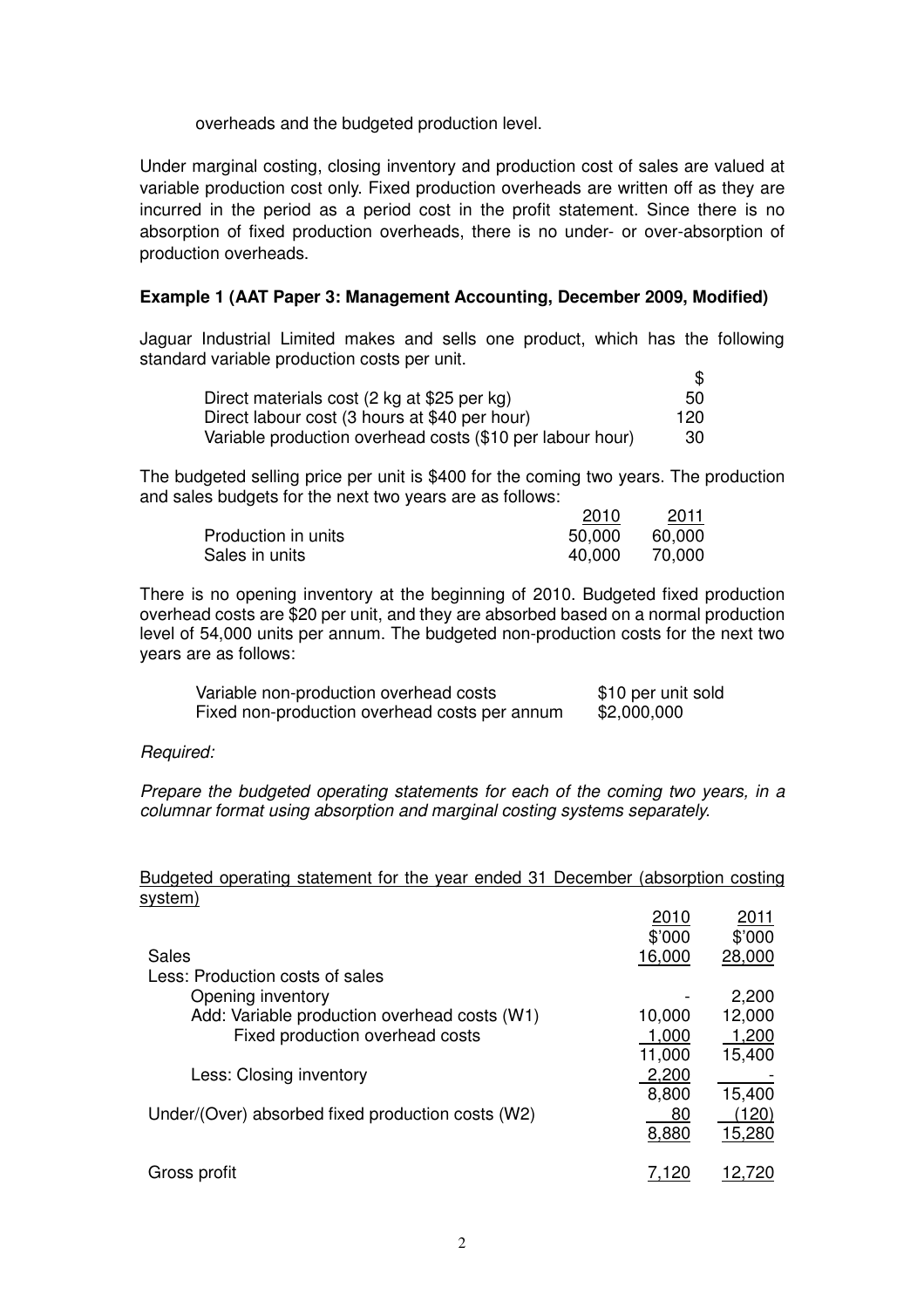overheads and the budgeted production level.

Under marginal costing, closing inventory and production cost of sales are valued at variable production cost only. Fixed production overheads are written off as they are incurred in the period as a period cost in the profit statement. Since there is no absorption of fixed production overheads, there is no under- or over-absorption of production overheads.

**Example 1 (AAT Paper 3: Management Accounting, December 2009, Modified)**

Jaguar Industrial Limited makes and sells one product, which has the following standard variable production costs per unit.

| | $ |
|---|---|
| Direct materials cost (2 kg at $25 per kg) | 50 |
| Direct labour cost (3 hours at $40 per hour) | 120 |
| Variable production overhead costs ($10 per labour hour) | 30 |

The budgeted selling price per unit is $400 for the coming two years. The production and sales budgets for the next two years are as follows:

| | 2010 | 2011 |
|---|---|---|
| Production in units | 50,000 | 60,000 |
| Sales in units | 40,000 | 70,000 |

There is no opening inventory at the beginning of 2010. Budgeted fixed production overhead costs are $20 per unit, and they are absorbed based on a normal production level of 54,000 units per annum. The budgeted non-production costs for the next two years are as follows:

| | |
|---|---|
| Variable non-production overhead costs | $10 per unit sold |
| Fixed non-production overhead costs per annum | $2,000,000 |

*Required:*

*Prepare the budgeted operating statements for each of the coming two years, in a columnar format using absorption and marginal costing systems separately.*

Budgeted operating statement for the year ended 31 December (absorption costing system)

| | 2010 | 2011 |
|---|---|---|
| | $'000 | $'000 |
| Sales | 16,000 | 28,000 |
| Less: Production costs of sales | | |
| Opening inventory | - | 2,200 |
| Add: Variable production overhead costs (W1) | 10,000 | 12,000 |
| Fixed production overhead costs | 1,000 | 1,200 |
| | 11,000 | 15,400 |
| Less: Closing inventory | 2,200 | - |
| | 8,800 | 15,400 |
| Under/(Over) absorbed fixed production costs (W2) | 80 | (120) |
| | 8,880 | 15,280 |
| Gross profit | 7,120 | 12,720 |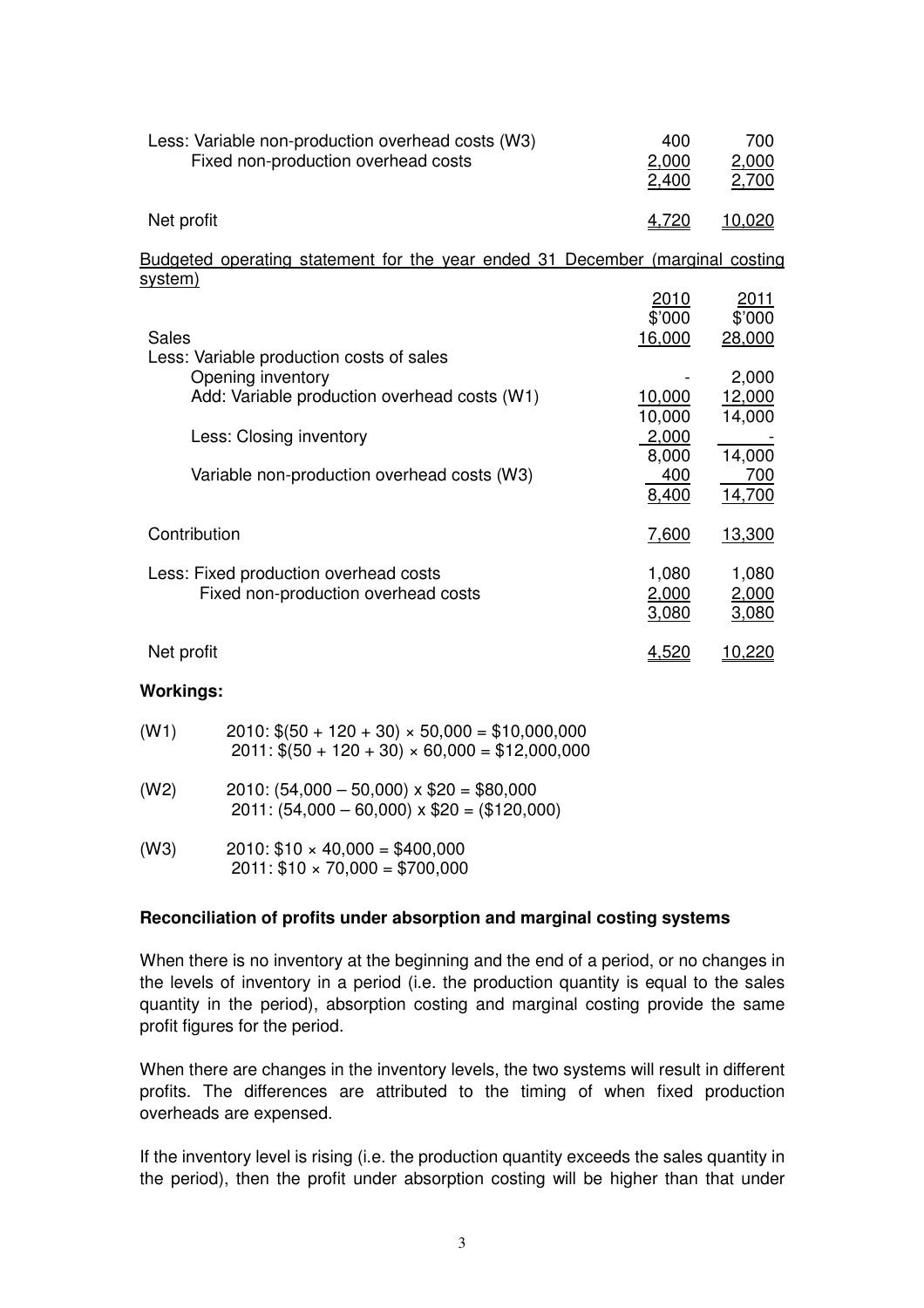| | | |
|---|---|---|
| Less: Variable non-production overhead costs (W3) | 400 | 700 |
| Fixed non-production overhead costs | 2,000 | 2,000 |
| | 2,400 | 2,700 |
| Net profit | 4,720 | 10,020 |

Budgeted operating statement for the year ended 31 December (marginal costing system)

| | 2010 | 2011 |
|---|---|---|
| | $'000 | $'000 |
| Sales | 16,000 | 28,000 |
| Less: Variable production costs of sales | | |
| Opening inventory | - | 2,000 |
| Add: Variable production overhead costs (W1) | 10,000 | 12,000 |
| | 10,000 | 14,000 |
| Less: Closing inventory | 2,000 | - |
| | 8,000 | 14,000 |
| Variable non-production overhead costs (W3) | 400 | 700 |
| | 8,400 | 14,700 |
| Contribution | 7,600 | 13,300 |
| Less: Fixed production overhead costs | 1,080 | 1,080 |
| Fixed non-production overhead costs | 2,000 | 2,000 |
| | 3,080 | 3,080 |
| Net profit | 4,520 | 10,220 |

**Workings:**

(W1) 2010: $(50 + 120 + 30) × 50,000 = $10,000,000
2011: $(50 + 120 + 30) × 60,000 = $12,000,000

(W2) 2010: (54,000 – 50,000) x $20 = $80,000
2011: (54,000 – 60,000) x $20 = ($120,000)

(W3) 2010: $10 × 40,000 = $400,000
2011: $10 × 70,000 = $700,000

**Reconciliation of profits under absorption and marginal costing systems**

When there is no inventory at the beginning and the end of a period, or no changes in the levels of inventory in a period (i.e. the production quantity is equal to the sales quantity in the period), absorption costing and marginal costing provide the same profit figures for the period.

When there are changes in the inventory levels, the two systems will result in different profits. The differences are attributed to the timing of when fixed production overheads are expensed.

If the inventory level is rising (i.e. the production quantity exceeds the sales quantity in the period), then the profit under absorption costing will be higher than that under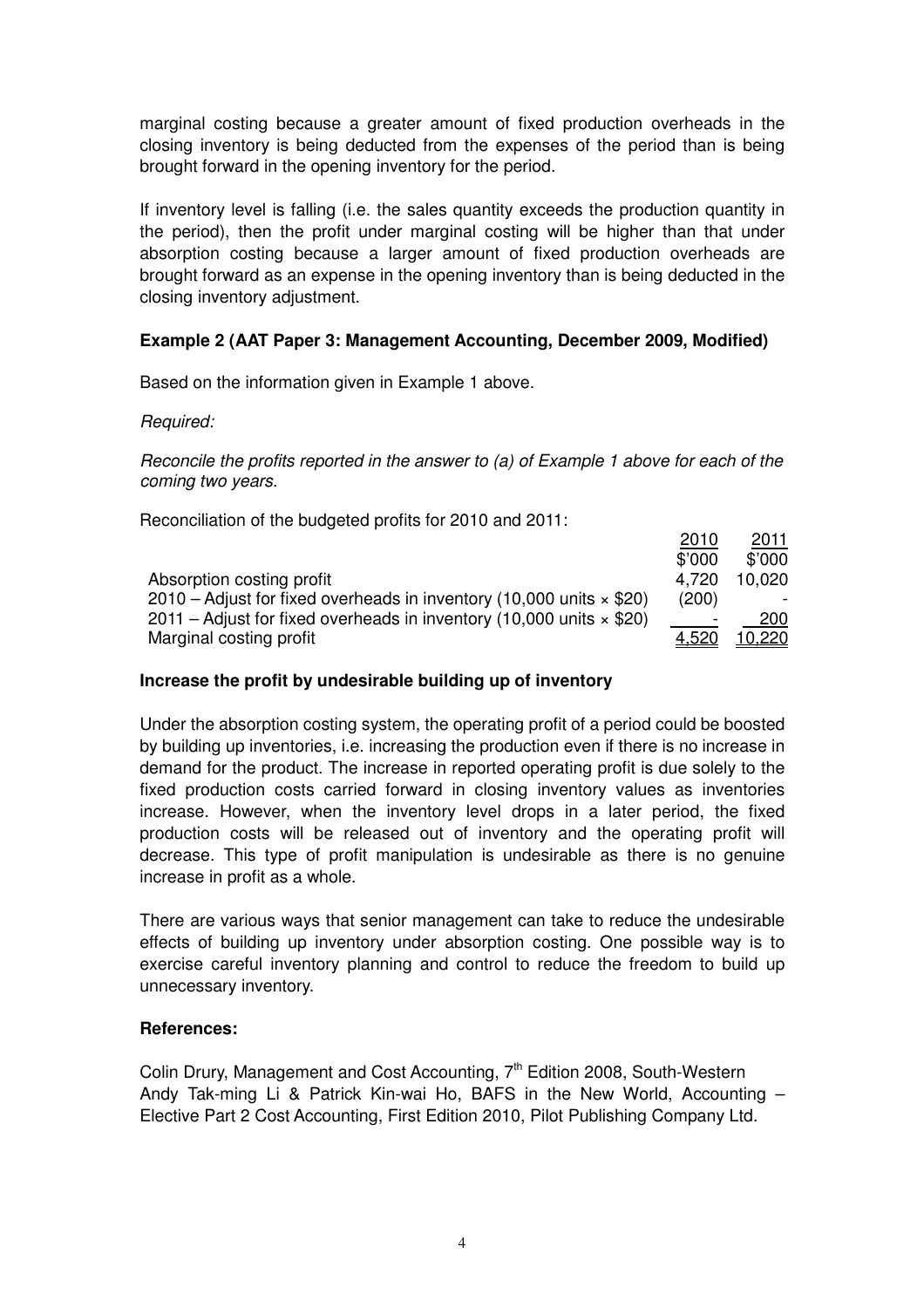marginal costing because a greater amount of fixed production overheads in the closing inventory is being deducted from the expenses of the period than is being brought forward in the opening inventory for the period.

If inventory level is falling (i.e. the sales quantity exceeds the production quantity in the period), then the profit under marginal costing will be higher than that under absorption costing because a larger amount of fixed production overheads are brought forward as an expense in the opening inventory than is being deducted in the closing inventory adjustment.

**Example 2 (AAT Paper 3: Management Accounting, December 2009, Modified)**

Based on the information given in Example 1 above.

*Required:*

*Reconcile the profits reported in the answer to (a) of Example 1 above for each of the coming two years.*

Reconciliation of the budgeted profits for 2010 and 2011:

| | 2010 | 2011 |
|---|---|---|
| | \$'000 | \$'000 |
| Absorption costing profit | 4,720 | 10,020 |
| 2010 – Adjust for fixed overheads in inventory (10,000 units × \$20) | (200) | - |
| 2011 – Adjust for fixed overheads in inventory (10,000 units × \$20) | - | 200 |
| Marginal costing profit | 4,520 | 10,220 |

**Increase the profit by undesirable building up of inventory**

Under the absorption costing system, the operating profit of a period could be boosted by building up inventories, i.e. increasing the production even if there is no increase in demand for the product. The increase in reported operating profit is due solely to the fixed production costs carried forward in closing inventory values as inventories increase. However, when the inventory level drops in a later period, the fixed production costs will be released out of inventory and the operating profit will decrease. This type of profit manipulation is undesirable as there is no genuine increase in profit as a whole.

There are various ways that senior management can take to reduce the undesirable effects of building up inventory under absorption costing. One possible way is to exercise careful inventory planning and control to reduce the freedom to build up unnecessary inventory.

**References:**

Colin Drury, Management and Cost Accounting, 7th Edition 2008, South-Western
Andy Tak-ming Li & Patrick Kin-wai Ho, BAFS in the New World, Accounting – Elective Part 2 Cost Accounting, First Edition 2010, Pilot Publishing Company Ltd.